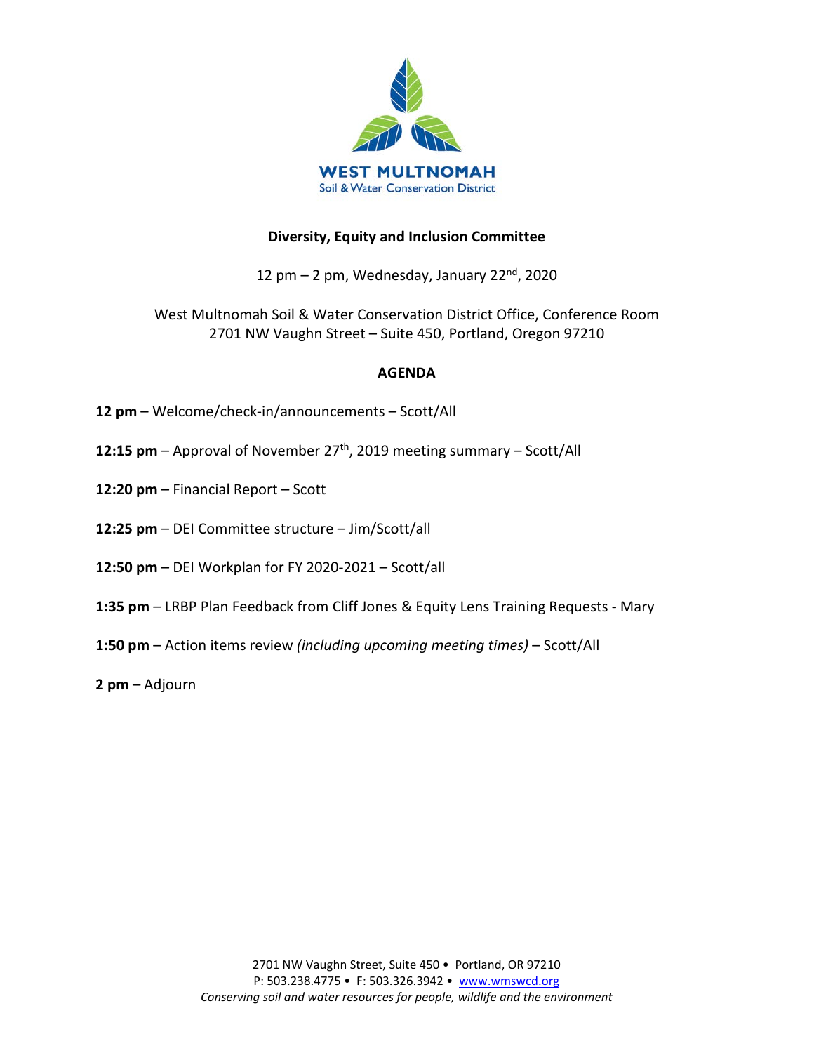WEST MULTNOMAH
Soil & Water Conservation District

**Diversity, Equity and Inclusion Committee**

12 pm – 2 pm, Wednesday, January 22nd, 2020

West Multnomah Soil & Water Conservation District Office, Conference Room
2701 NW Vaughn Street – Suite 450, Portland, Oregon 97210

**AGENDA**

**12 pm** – Welcome/check-in/announcements – Scott/All

**12:15 pm** – Approval of November 27th, 2019 meeting summary – Scott/All

**12:20 pm** – Financial Report – Scott

**12:25 pm** – DEI Committee structure – Jim/Scott/all

**12:50 pm** – DEI Workplan for FY 2020-2021 – Scott/all

**1:35 pm** – LRBP Plan Feedback from Cliff Jones & Equity Lens Training Requests - Mary

**1:50 pm** – Action items review *(including upcoming meeting times)* – Scott/All

**2 pm** – Adjourn

2701 NW Vaughn Street, Suite 450 • Portland, OR 97210
P: 503.238.4775 • F: 503.326.3942 • www.wmswcd.org
*Conserving soil and water resources for people, wildlife and the environment*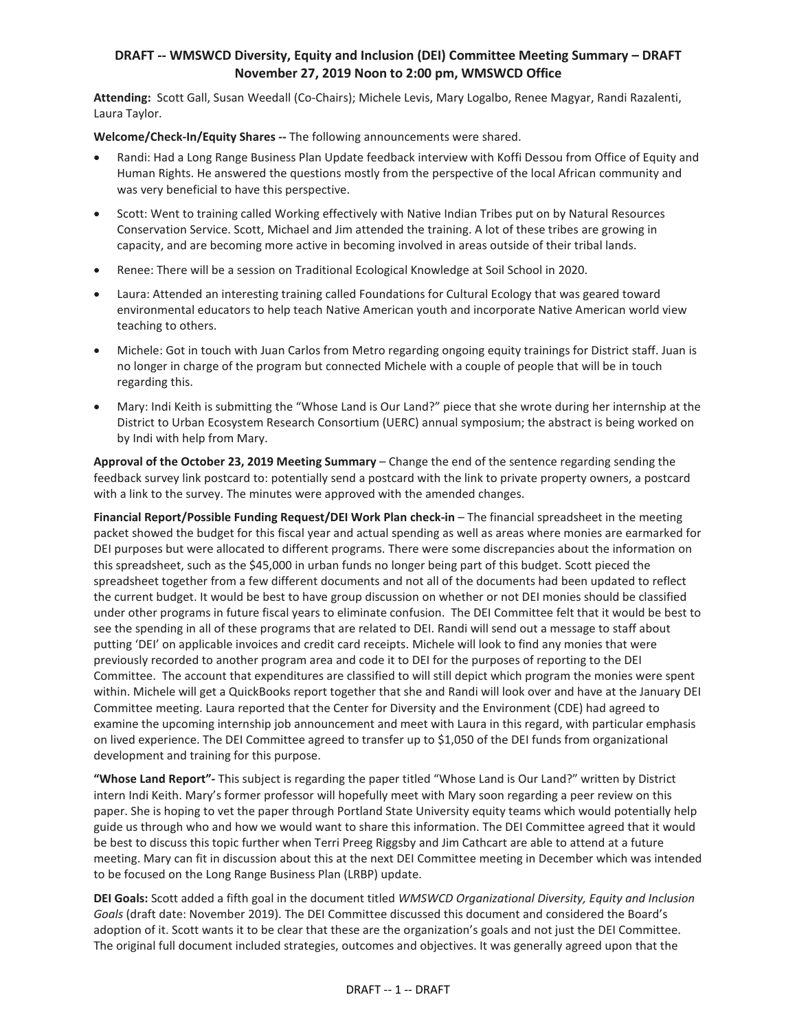**DRAFT -- WMSWCD Diversity, Equity and Inclusion (DEI) Committee Meeting Summary – DRAFT**
**November 27, 2019 Noon to 2:00 pm, WMSWCD Office**

**Attending:** Scott Gall, Susan Weedall (Co-Chairs); Michele Levis, Mary Logalbo, Renee Magyar, Randi Razalenti, Laura Taylor.

**Welcome/Check-In/Equity Shares --** The following announcements were shared.

- Randi: Had a Long Range Business Plan Update feedback interview with Koffi Dessou from Office of Equity and Human Rights. He answered the questions mostly from the perspective of the local African community and was very beneficial to have this perspective.
- Scott: Went to training called Working effectively with Native Indian Tribes put on by Natural Resources Conservation Service. Scott, Michael and Jim attended the training. A lot of these tribes are growing in capacity, and are becoming more active in becoming involved in areas outside of their tribal lands.
- Renee: There will be a session on Traditional Ecological Knowledge at Soil School in 2020.
- Laura: Attended an interesting training called Foundations for Cultural Ecology that was geared toward environmental educators to help teach Native American youth and incorporate Native American world view teaching to others.
- Michele: Got in touch with Juan Carlos from Metro regarding ongoing equity trainings for District staff. Juan is no longer in charge of the program but connected Michele with a couple of people that will be in touch regarding this.
- Mary: Indi Keith is submitting the "Whose Land is Our Land?" piece that she wrote during her internship at the District to Urban Ecosystem Research Consortium (UERC) annual symposium; the abstract is being worked on by Indi with help from Mary.

**Approval of the October 23, 2019 Meeting Summary** – Change the end of the sentence regarding sending the feedback survey link postcard to: potentially send a postcard with the link to private property owners, a postcard with a link to the survey. The minutes were approved with the amended changes.

**Financial Report/Possible Funding Request/DEI Work Plan check-in** – The financial spreadsheet in the meeting packet showed the budget for this fiscal year and actual spending as well as areas where monies are earmarked for DEI purposes but were allocated to different programs. There were some discrepancies about the information on this spreadsheet, such as the $45,000 in urban funds no longer being part of this budget. Scott pieced the spreadsheet together from a few different documents and not all of the documents had been updated to reflect the current budget. It would be best to have group discussion on whether or not DEI monies should be classified under other programs in future fiscal years to eliminate confusion. The DEI Committee felt that it would be best to see the spending in all of these programs that are related to DEI. Randi will send out a message to staff about putting 'DEI' on applicable invoices and credit card receipts. Michele will look to find any monies that were previously recorded to another program area and code it to DEI for the purposes of reporting to the DEI Committee. The account that expenditures are classified to will still depict which program the monies were spent within. Michele will get a QuickBooks report together that she and Randi will look over and have at the January DEI Committee meeting. Laura reported that the Center for Diversity and the Environment (CDE) had agreed to examine the upcoming internship job announcement and meet with Laura in this regard, with particular emphasis on lived experience. The DEI Committee agreed to transfer up to $1,050 of the DEI funds from organizational development and training for this purpose.

**"Whose Land Report"-** This subject is regarding the paper titled "Whose Land is Our Land?" written by District intern Indi Keith. Mary's former professor will hopefully meet with Mary soon regarding a peer review on this paper. She is hoping to vet the paper through Portland State University equity teams which would potentially help guide us through who and how we would want to share this information. The DEI Committee agreed that it would be best to discuss this topic further when Terri Preeg Riggsby and Jim Cathcart are able to attend at a future meeting. Mary can fit in discussion about this at the next DEI Committee meeting in December which was intended to be focused on the Long Range Business Plan (LRBP) update.

**DEI Goals:** Scott added a fifth goal in the document titled *WMSWCD Organizational Diversity, Equity and Inclusion Goals* (draft date: November 2019). The DEI Committee discussed this document and considered the Board's adoption of it. Scott wants it to be clear that these are the organization's goals and not just the DEI Committee. The original full document included strategies, outcomes and objectives. It was generally agreed upon that the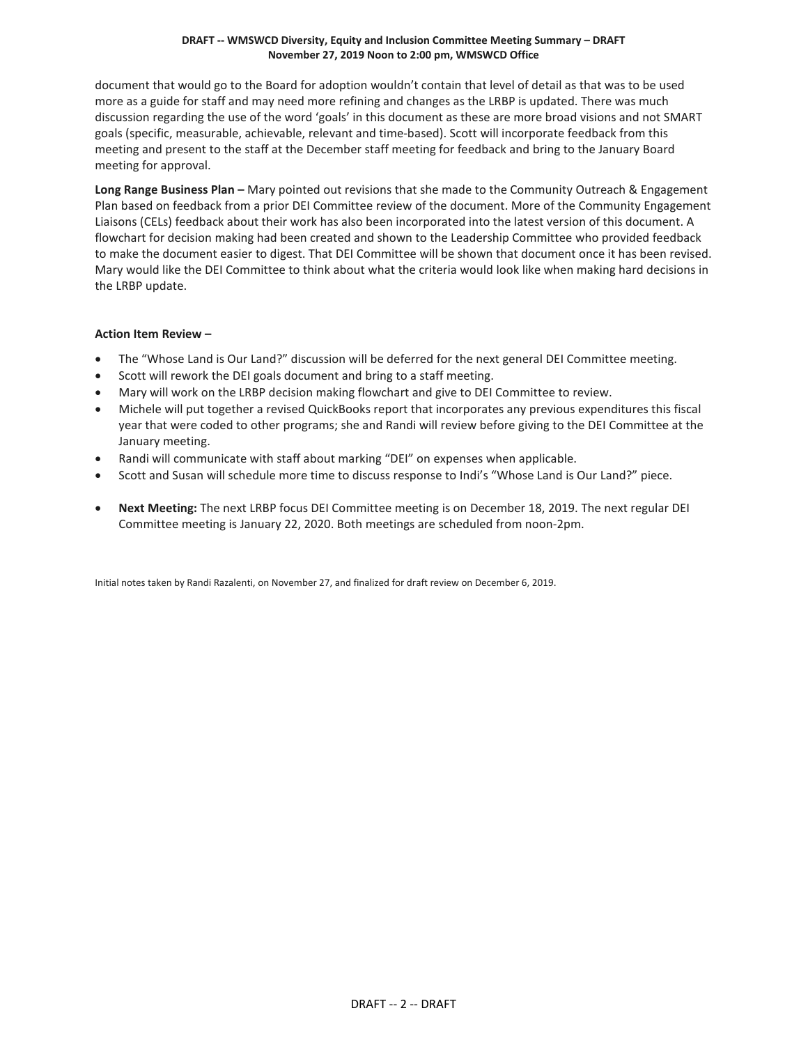document that would go to the Board for adoption wouldn't contain that level of detail as that was to be used more as a guide for staff and may need more refining and changes as the LRBP is updated. There was much discussion regarding the use of the word 'goals' in this document as these are more broad visions and not SMART goals (specific, measurable, achievable, relevant and time-based). Scott will incorporate feedback from this meeting and present to the staff at the December staff meeting for feedback and bring to the January Board meeting for approval.

**Long Range Business Plan –** Mary pointed out revisions that she made to the Community Outreach & Engagement Plan based on feedback from a prior DEI Committee review of the document. More of the Community Engagement Liaisons (CELs) feedback about their work has also been incorporated into the latest version of this document. A flowchart for decision making had been created and shown to the Leadership Committee who provided feedback to make the document easier to digest. That DEI Committee will be shown that document once it has been revised. Mary would like the DEI Committee to think about what the criteria would look like when making hard decisions in the LRBP update.

**Action Item Review –**

- The "Whose Land is Our Land?" discussion will be deferred for the next general DEI Committee meeting.
- Scott will rework the DEI goals document and bring to a staff meeting.
- Mary will work on the LRBP decision making flowchart and give to DEI Committee to review.
- Michele will put together a revised QuickBooks report that incorporates any previous expenditures this fiscal year that were coded to other programs; she and Randi will review before giving to the DEI Committee at the January meeting.
- Randi will communicate with staff about marking "DEI" on expenses when applicable.
- Scott and Susan will schedule more time to discuss response to Indi's "Whose Land is Our Land?" piece.

- **Next Meeting:** The next LRBP focus DEI Committee meeting is on December 18, 2019. The next regular DEI Committee meeting is January 22, 2020. Both meetings are scheduled from noon-2pm.

Initial notes taken by Randi Razalenti, on November 27, and finalized for draft review on December 6, 2019.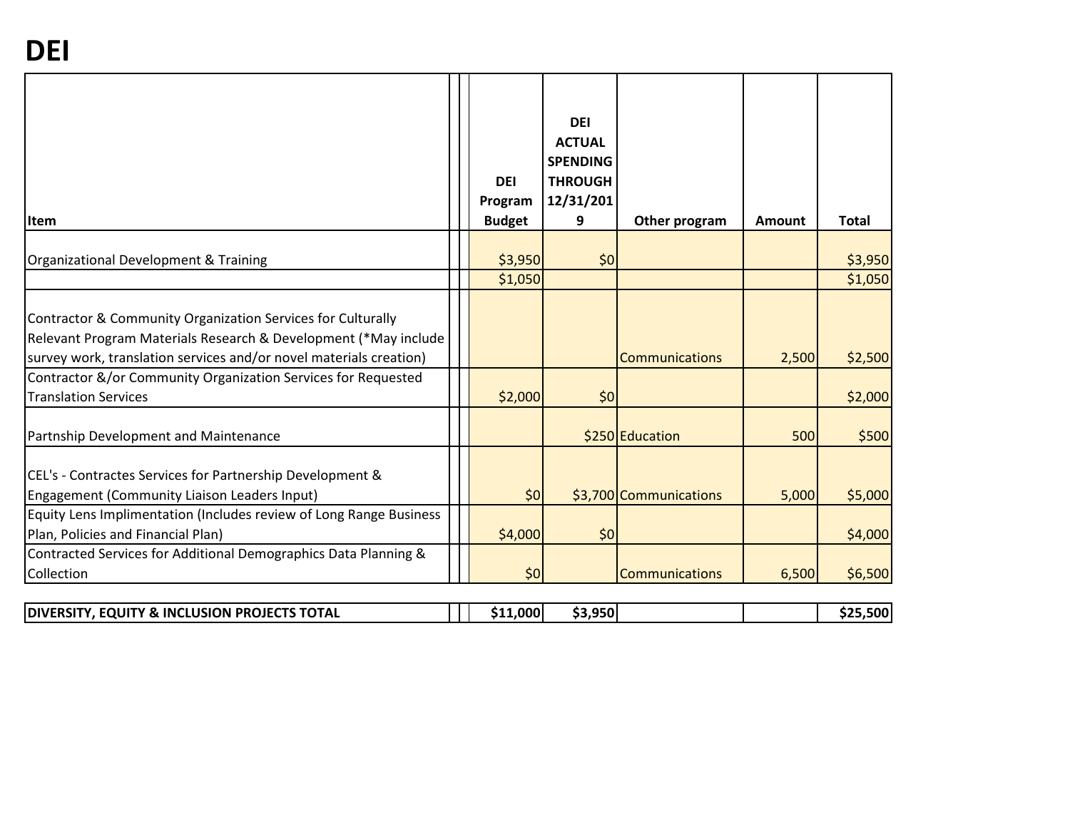# DEI

| Item | | | DEI Program Budget | DEI ACTUAL SPENDING THROUGH 12/31/2019 | Other program | Amount | Total |
|---|---|---|---|---|---|---|---|
| Organizational Development & Training | | | $3,950 | $0 | | | $3,950 |
| | | | $1,050 | | | | $1,050 |
| Contractor & Community Organization Services for Culturally Relevant Program Materials Research & Development (*May include survey work, translation services and/or novel materials creation) | | | | | Communications | 2,500 | $2,500 |
| Contractor &/or Community Organization Services for Requested Translation Services | | | $2,000 | $0 | | | $2,000 |
| Partnship Development and Maintenance | | | | $250 | Education | 500 | $500 |
| CEL's - Contractes Services for Partnership Development & Engagement (Community Liaison Leaders Input) | | | $0 | $3,700 | Communications | 5,000 | $5,000 |
| Equity Lens Implimentation (Includes review of Long Range Business Plan, Policies and Financial Plan) | | | $4,000 | $0 | | | $4,000 |
| Contracted Services for Additional Demographics Data Planning & Collection | | | $0 | | Communications | 6,500 | $6,500 |
| **DIVERSITY, EQUITY & INCLUSION PROJECTS TOTAL** | | | **$11,000** | **$3,950** | | | **$25,500** |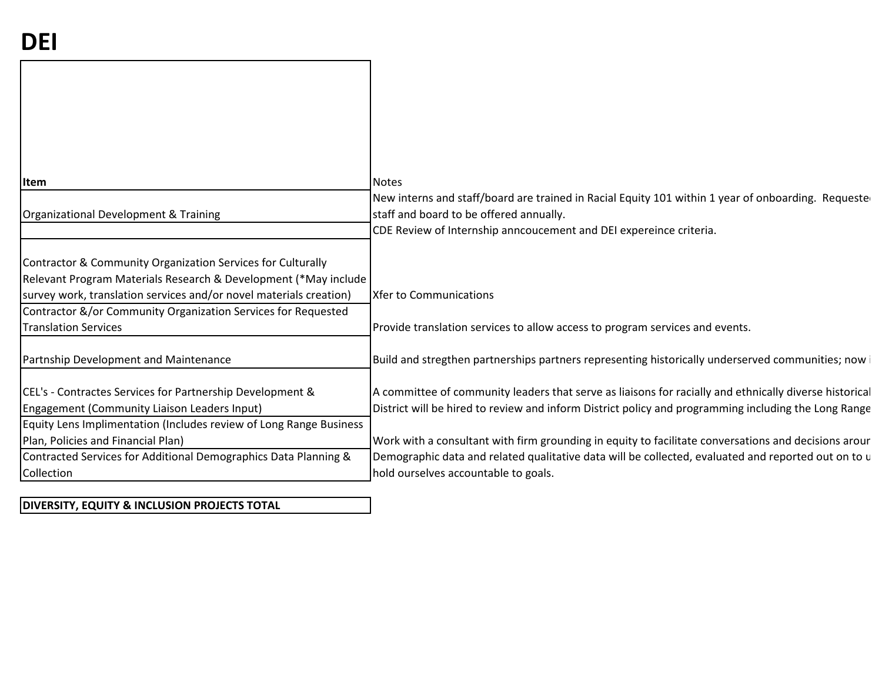# DEI

| Item | Notes |
|---|---|
| Organizational Development & Training | New interns and staff/board are trained in Racial Equity 101 within 1 year of onboarding. Requeste staff and board to be offered annually. |
| | CDE Review of Internship anncoucement and DEI expereince criteria. |
| Contractor & Community Organization Services for Culturally Relevant Program Materials Research & Development (*May include survey work, translation services and/or novel materials creation) | Xfer to Communications |
| Contractor &/or Community Organization Services for Requested Translation Services | Provide translation services to allow access to program services and events. |
| Partnship Development and Maintenance | Build and stregthen partnerships partners representing historically underserved communities; now i |
| CEL's - Contractes Services for Partnership Development & Engagement (Community Liaison Leaders Input) | A committee of community leaders that serve as liaisons for racially and ethnically diverse historical District will be hired to review and inform District policy and programming including the Long Range |
| Equity Lens Implimentation (Includes review of Long Range Business Plan, Policies and Financial Plan) | Work with a consultant with firm grounding in equity to facilitate conversations and decisions arour |
| Contracted Services for Additional Demographics Data Planning & Collection | Demographic data and related qualitative data will be collected, evaluated and reported out on to u hold ourselves accountable to goals. |
| **DIVERSITY, EQUITY & INCLUSION PROJECTS TOTAL** | |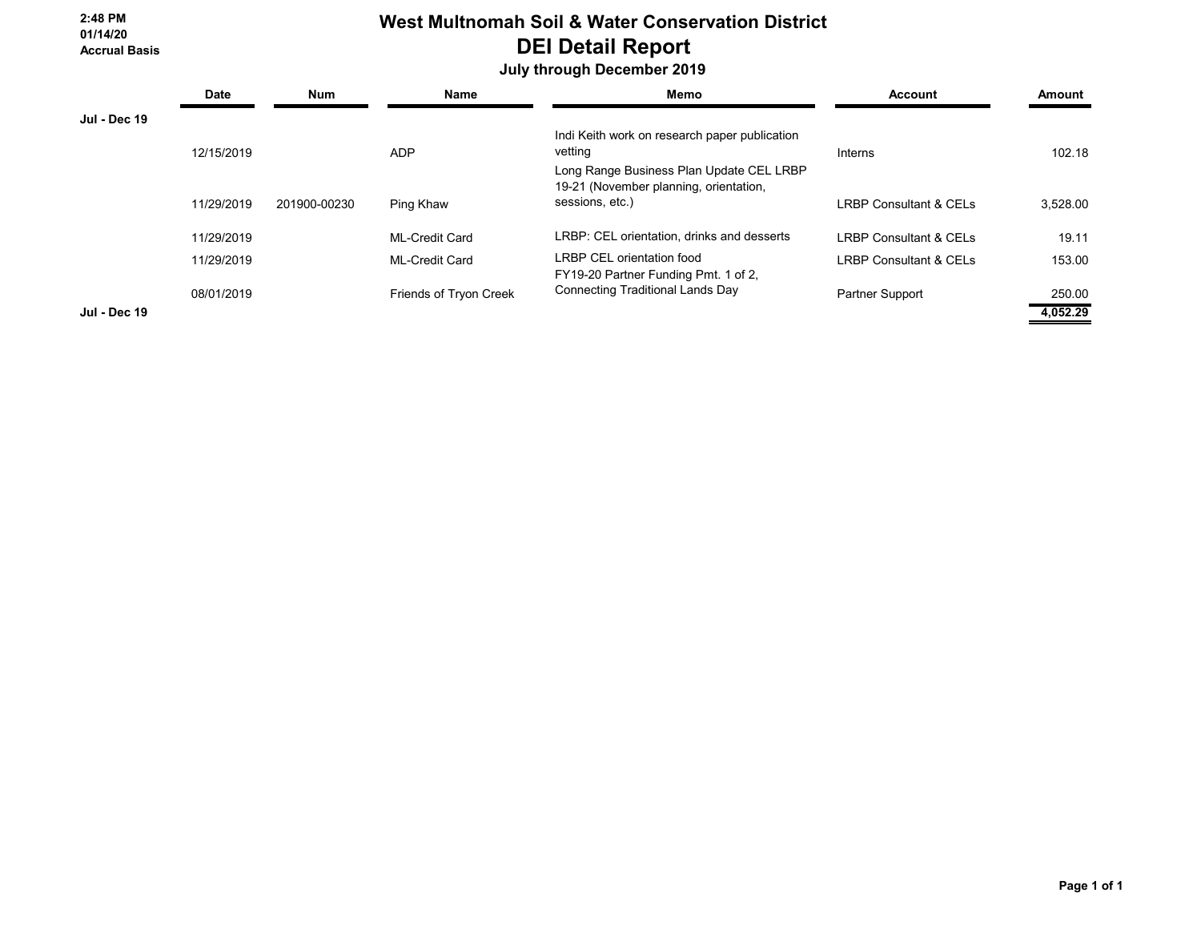2:48 PM
01/14/20
Accrual Basis

# West Multnomah Soil & Water Conservation District
## DEI Detail Report
### July through December 2019

| | Date | Num | Name | Memo | Account | Amount |
|---|---|---|---|---|---|---|
| **Jul - Dec 19** | | | | | | |
| | 12/15/2019 | | ADP | Indi Keith work on research paper publication vetting | Interns | 102.18 |
| | 11/29/2019 | 201900-00230 | Ping Khaw | Long Range Business Plan Update CEL LRBP 19-21 (November planning, orientation, sessions, etc.) | LRBP Consultant & CELs | 3,528.00 |
| | 11/29/2019 | | ML-Credit Card | LRBP: CEL orientation, drinks and desserts | LRBP Consultant & CELs | 19.11 |
| | 11/29/2019 | | ML-Credit Card | LRBP CEL orientation food | LRBP Consultant & CELs | 153.00 |
| | 08/01/2019 | | Friends of Tryon Creek | FY19-20 Partner Funding Pmt. 1 of 2, Connecting Traditional Lands Day | Partner Support | 250.00 |
| **Jul - Dec 19** | | | | | | **4,052.29** |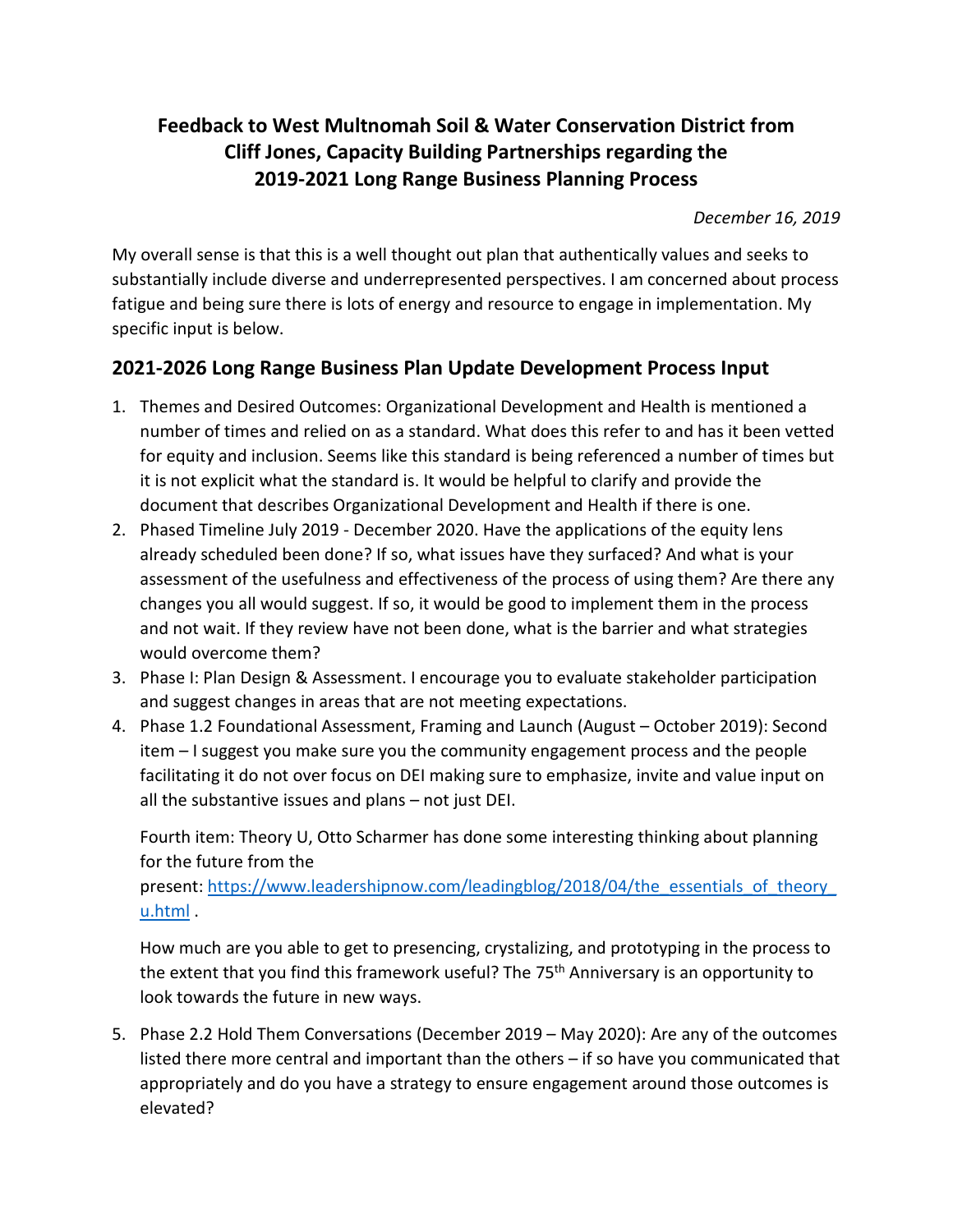**Feedback to West Multnomah Soil & Water Conservation District from Cliff Jones, Capacity Building Partnerships regarding the 2019-2021 Long Range Business Planning Process**

*December 16, 2019*

My overall sense is that this is a well thought out plan that authentically values and seeks to substantially include diverse and underrepresented perspectives. I am concerned about process fatigue and being sure there is lots of energy and resource to engage in implementation. My specific input is below.

## 2021-2026 Long Range Business Plan Update Development Process Input

1. Themes and Desired Outcomes: Organizational Development and Health is mentioned a number of times and relied on as a standard. What does this refer to and has it been vetted for equity and inclusion. Seems like this standard is being referenced a number of times but it is not explicit what the standard is. It would be helpful to clarify and provide the document that describes Organizational Development and Health if there is one.
2. Phased Timeline July 2019 - December 2020. Have the applications of the equity lens already scheduled been done? If so, what issues have they surfaced? And what is your assessment of the usefulness and effectiveness of the process of using them? Are there any changes you all would suggest. If so, it would be good to implement them in the process and not wait. If they review have not been done, what is the barrier and what strategies would overcome them?
3. Phase I: Plan Design & Assessment. I encourage you to evaluate stakeholder participation and suggest changes in areas that are not meeting expectations.
4. Phase 1.2 Foundational Assessment, Framing and Launch (August – October 2019): Second item – I suggest you make sure you the community engagement process and the people facilitating it do not over focus on DEI making sure to emphasize, invite and value input on all the substantive issues and plans – not just DEI.

   Fourth item: Theory U, Otto Scharmer has done some interesting thinking about planning for the future from the present: https://www.leadershipnow.com/leadingblog/2018/04/the_essentials_of_theory_u.html .

   How much are you able to get to presencing, crystalizing, and prototyping in the process to the extent that you find this framework useful? The 75th Anniversary is an opportunity to look towards the future in new ways.

5. Phase 2.2 Hold Them Conversations (December 2019 – May 2020): Are any of the outcomes listed there more central and important than the others – if so have you communicated that appropriately and do you have a strategy to ensure engagement around those outcomes is elevated?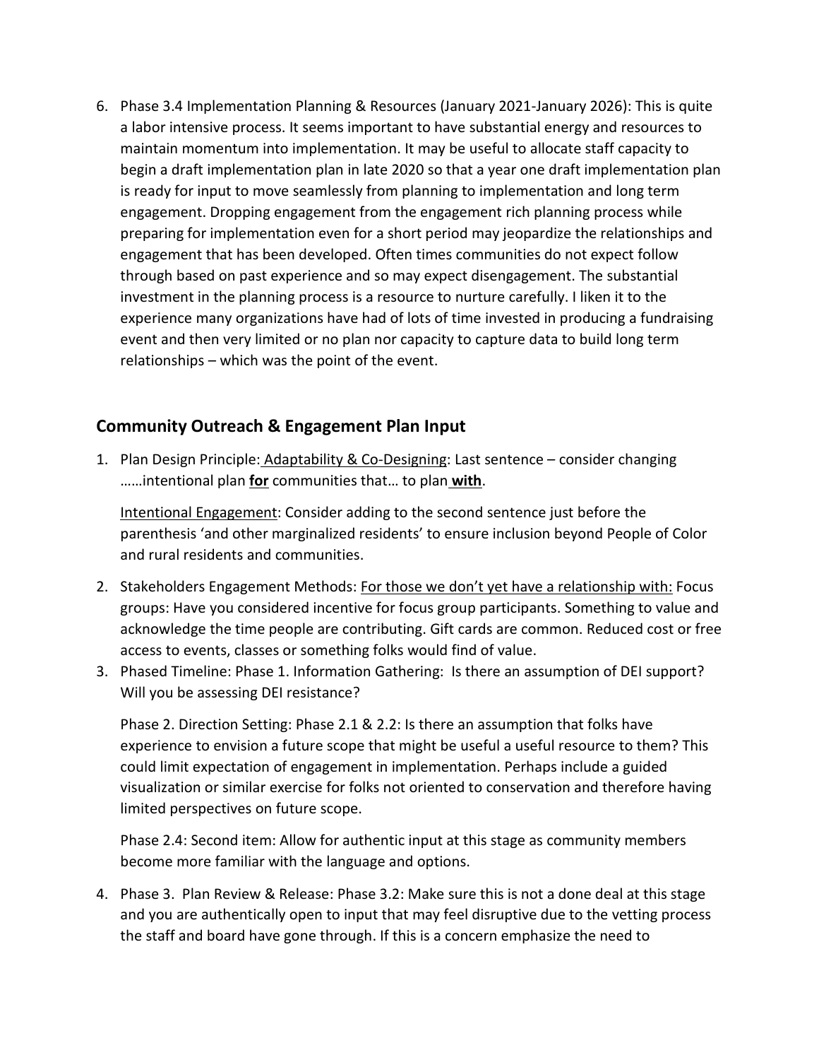6. Phase 3.4 Implementation Planning & Resources (January 2021-January 2026): This is quite a labor intensive process. It seems important to have substantial energy and resources to maintain momentum into implementation. It may be useful to allocate staff capacity to begin a draft implementation plan in late 2020 so that a year one draft implementation plan is ready for input to move seamlessly from planning to implementation and long term engagement. Dropping engagement from the engagement rich planning process while preparing for implementation even for a short period may jeopardize the relationships and engagement that has been developed. Often times communities do not expect follow through based on past experience and so may expect disengagement. The substantial investment in the planning process is a resource to nurture carefully. I liken it to the experience many organizations have had of lots of time invested in producing a fundraising event and then very limited or no plan nor capacity to capture data to build long term relationships – which was the point of the event.

## Community Outreach & Engagement Plan Input

1. Plan Design Principle: Adaptability & Co-Designing: Last sentence – consider changing ……intentional plan **for** communities that… to plan **with**.

   Intentional Engagement: Consider adding to the second sentence just before the parenthesis 'and other marginalized residents' to ensure inclusion beyond People of Color and rural residents and communities.

2. Stakeholders Engagement Methods: For those we don't yet have a relationship with: Focus groups: Have you considered incentive for focus group participants. Something to value and acknowledge the time people are contributing. Gift cards are common. Reduced cost or free access to events, classes or something folks would find of value.
3. Phased Timeline: Phase 1. Information Gathering: Is there an assumption of DEI support? Will you be assessing DEI resistance?

   Phase 2. Direction Setting: Phase 2.1 & 2.2: Is there an assumption that folks have experience to envision a future scope that might be useful a useful resource to them? This could limit expectation of engagement in implementation. Perhaps include a guided visualization or similar exercise for folks not oriented to conservation and therefore having limited perspectives on future scope.

   Phase 2.4: Second item: Allow for authentic input at this stage as community members become more familiar with the language and options.

4. Phase 3. Plan Review & Release: Phase 3.2: Make sure this is not a done deal at this stage and you are authentically open to input that may feel disruptive due to the vetting process the staff and board have gone through. If this is a concern emphasize the need to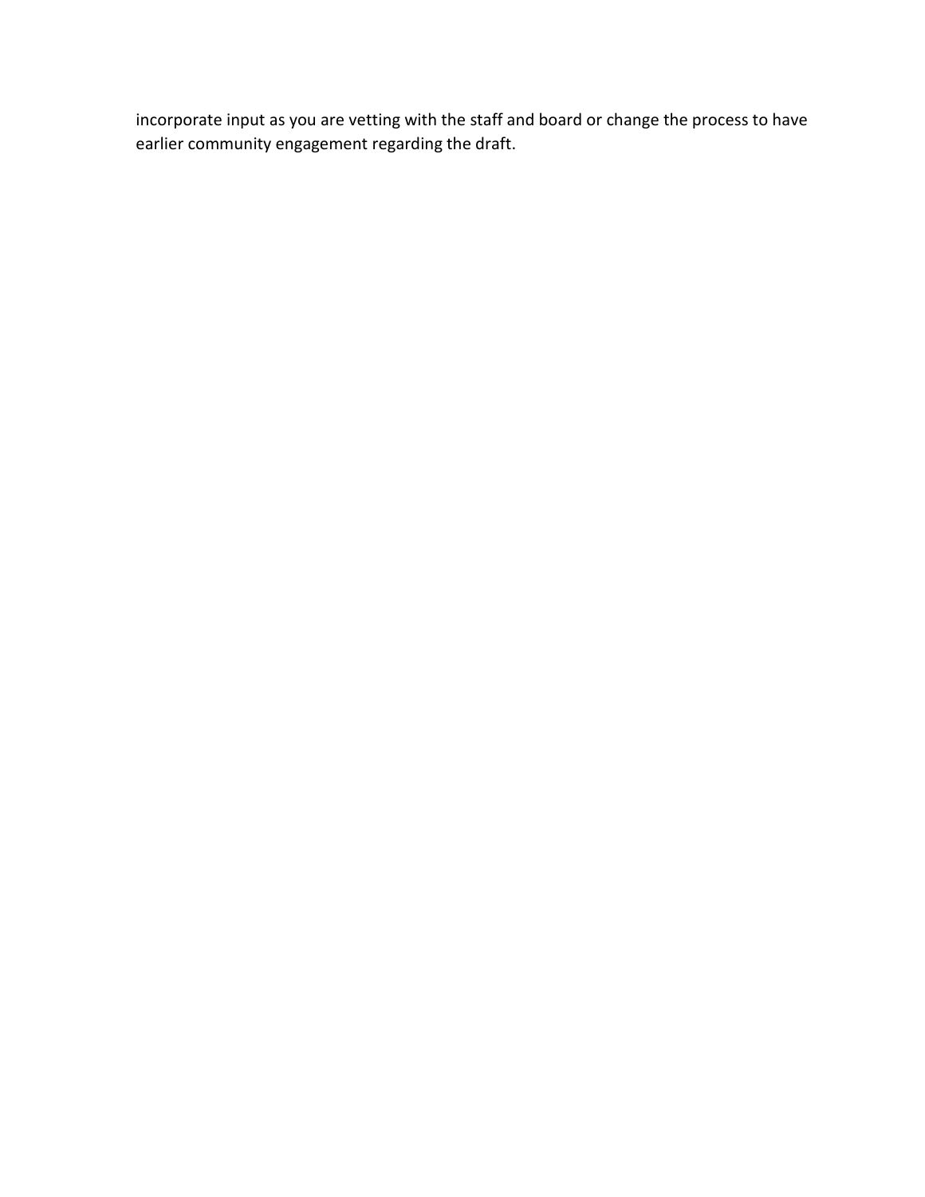incorporate input as you are vetting with the staff and board or change the process to have earlier community engagement regarding the draft.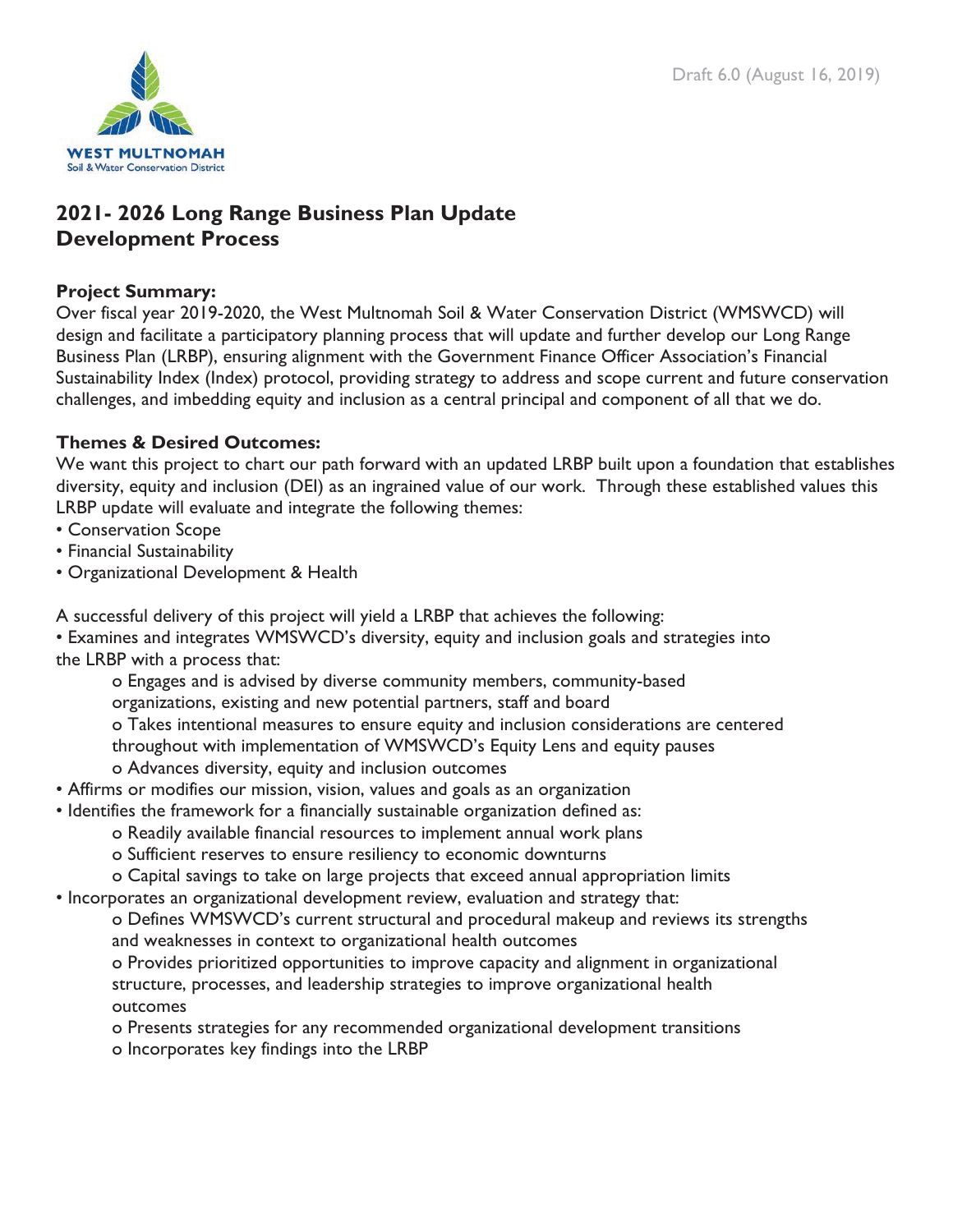Draft 6.0 (August 16, 2019)

WEST MULTNOMAH
Soil & Water Conservation District

## 2021- 2026 Long Range Business Plan Update Development Process

**Project Summary:**
Over fiscal year 2019-2020, the West Multnomah Soil & Water Conservation District (WMSWCD) will design and facilitate a participatory planning process that will update and further develop our Long Range Business Plan (LRBP), ensuring alignment with the Government Finance Officer Association's Financial Sustainability Index (Index) protocol, providing strategy to address and scope current and future conservation challenges, and imbedding equity and inclusion as a central principal and component of all that we do.

**Themes & Desired Outcomes:**
We want this project to chart our path forward with an updated LRBP built upon a foundation that establishes diversity, equity and inclusion (DEI) as an ingrained value of our work. Through these established values this LRBP update will evaluate and integrate the following themes:

- Conservation Scope
- Financial Sustainability
- Organizational Development & Health

A successful delivery of this project will yield a LRBP that achieves the following:

- Examines and integrates WMSWCD's diversity, equity and inclusion goals and strategies into the LRBP with a process that:
    - Engages and is advised by diverse community members, community-based organizations, existing and new potential partners, staff and board
    - Takes intentional measures to ensure equity and inclusion considerations are centered throughout with implementation of WMSWCD's Equity Lens and equity pauses
    - Advances diversity, equity and inclusion outcomes
- Affirms or modifies our mission, vision, values and goals as an organization
- Identifies the framework for a financially sustainable organization defined as:
    - Readily available financial resources to implement annual work plans
    - Sufficient reserves to ensure resiliency to economic downturns
    - Capital savings to take on large projects that exceed annual appropriation limits
- Incorporates an organizational development review, evaluation and strategy that:
    - Defines WMSWCD's current structural and procedural makeup and reviews its strengths and weaknesses in context to organizational health outcomes
    - Provides prioritized opportunities to improve capacity and alignment in organizational structure, processes, and leadership strategies to improve organizational health outcomes
    - Presents strategies for any recommended organizational development transitions
    - Incorporates key findings into the LRBP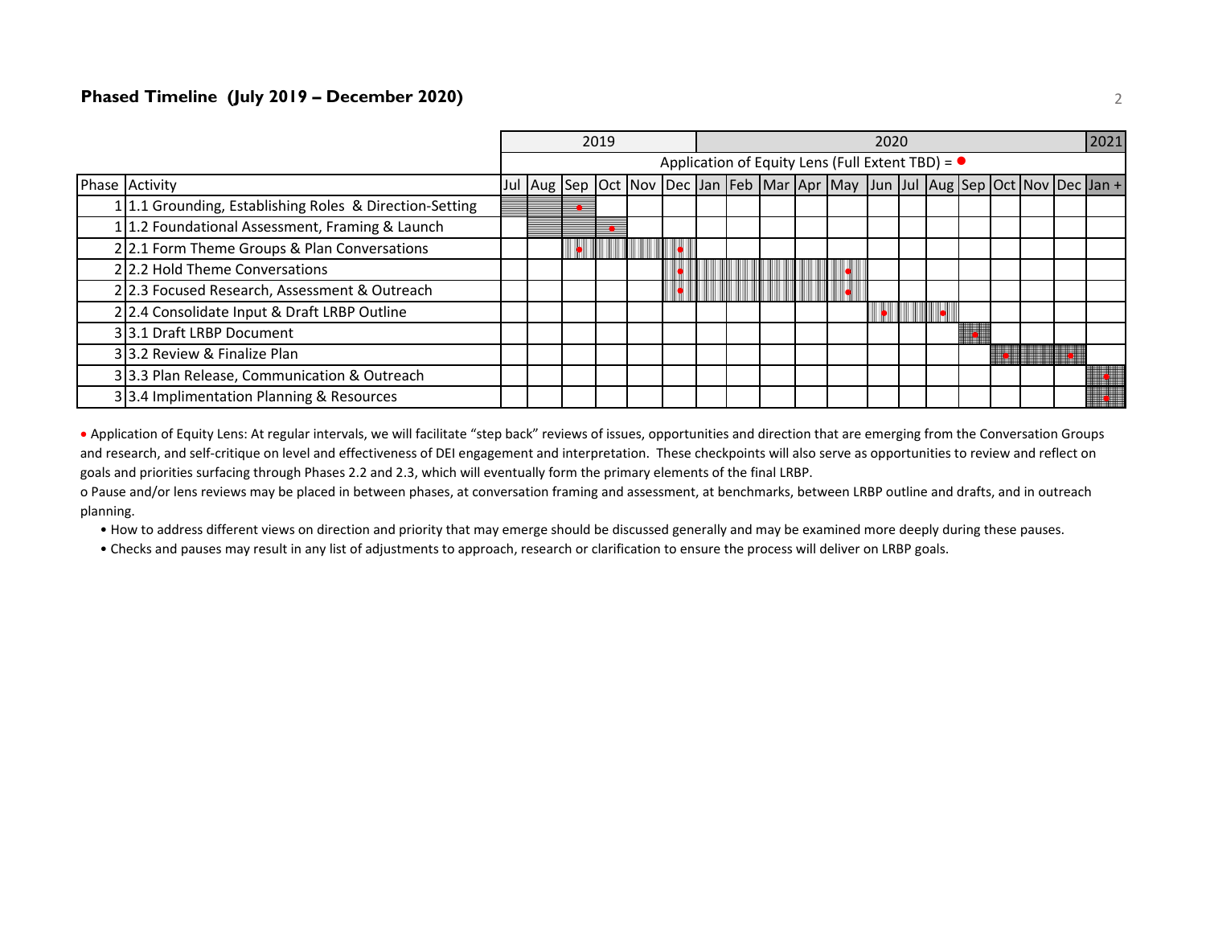### Phased Timeline (July 2019 – December 2020)

| | | 2019 | | | | | | 2020 | | | | | | | | | | | | 2021 |
|---|---|---|---|---|---|---|---|---|---|---|---|---|---|---|---|---|---|---|---|---|
| | | Application of Equity Lens (Full Extent TBD) = ● | | | | | | | | | | | | | | | | | | |
| Phase | Activity | Jul | Aug | Sep | Oct | Nov | Dec | Jan | Feb | Mar | Apr | May | Jun | Jul | Aug | Sep | Oct | Nov | Dec | Jan + |
| 1 | 1.1 Grounding, Establishing Roles & Direction-Setting | ▒ | ▒ | ▒ ● | | | | | | | | | | | | | | | | |
| 1 | 1.2 Foundational Assessment, Framing & Launch | | ▒ | ▒ | ▒ ● | | | | | | | | | | | | | | | |
| 2 | 2.1 Form Theme Groups & Plan Conversations | | | ▒ ● | ▒ | ▒ | ▒ ● | | | | | | | | | | | | | |
| 2 | 2.2 Hold Theme Conversations | | | | | | ▒ ● | ▒ | ▒ | ▒ | ▒ | ▒ ● | | | | | | | | |
| 2 | 2.3 Focused Research, Assessment & Outreach | | | | | | ▒ ● | ▒ | ▒ | ▒ | ▒ | ▒ ● | | | | | | | | |
| 2 | 2.4 Consolidate Input & Draft LRBP Outline | | | | | | | | | | | | ▒ ● | ▒ | ▒ ● | | | | | |
| 3 | 3.1 Draft LRBP Document | | | | | | | | | | | | | | | ▒ ● | | | | |
| 3 | 3.2 Review & Finalize Plan | | | | | | | | | | | | | | | | ▒ ● | ▒ | ▒ ● | |
| 3 | 3.3 Plan Release, Communication & Outreach | | | | | | | | | | | | | | | | | | | ▒ ● |
| 3 | 3.4 Implimentation Planning & Resources | | | | | | | | | | | | | | | | | | | ▒ ● |

● Application of Equity Lens: At regular intervals, we will facilitate "step back" reviews of issues, opportunities and direction that are emerging from the Conversation Groups and research, and self-critique on level and effectiveness of DEI engagement and interpretation. These checkpoints will also serve as opportunities to review and reflect on goals and priorities surfacing through Phases 2.2 and 2.3, which will eventually form the primary elements of the final LRBP.

o Pause and/or lens reviews may be placed in between phases, at conversation framing and assessment, at benchmarks, between LRBP outline and drafts, and in outreach planning.

- How to address different views on direction and priority that may emerge should be discussed generally and may be examined more deeply during these pauses.
- Checks and pauses may result in any list of adjustments to approach, research or clarification to ensure the process will deliver on LRBP goals.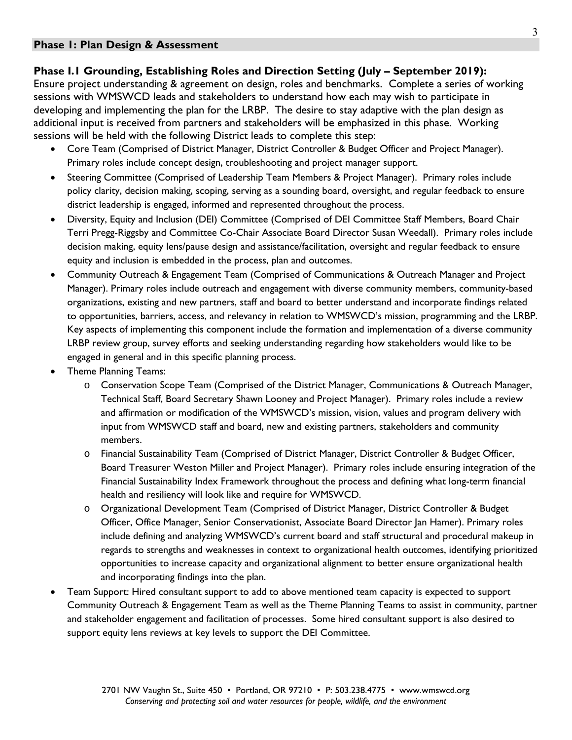## Phase 1: Plan Design & Assessment

### Phase I.1 Grounding, Establishing Roles and Direction Setting (July – September 2019):

Ensure project understanding & agreement on design, roles and benchmarks. Complete a series of working sessions with WMSWCD leads and stakeholders to understand how each may wish to participate in developing and implementing the plan for the LRBP. The desire to stay adaptive with the plan design as additional input is received from partners and stakeholders will be emphasized in this phase. Working sessions will be held with the following District leads to complete this step:

- Core Team (Comprised of District Manager, District Controller & Budget Officer and Project Manager). Primary roles include concept design, troubleshooting and project manager support.
- Steering Committee (Comprised of Leadership Team Members & Project Manager). Primary roles include policy clarity, decision making, scoping, serving as a sounding board, oversight, and regular feedback to ensure district leadership is engaged, informed and represented throughout the process.
- Diversity, Equity and Inclusion (DEI) Committee (Comprised of DEI Committee Staff Members, Board Chair Terri Pregg-Riggsby and Committee Co-Chair Associate Board Director Susan Weedall). Primary roles include decision making, equity lens/pause design and assistance/facilitation, oversight and regular feedback to ensure equity and inclusion is embedded in the process, plan and outcomes.
- Community Outreach & Engagement Team (Comprised of Communications & Outreach Manager and Project Manager). Primary roles include outreach and engagement with diverse community members, community-based organizations, existing and new partners, staff and board to better understand and incorporate findings related to opportunities, barriers, access, and relevancy in relation to WMSWCD's mission, programming and the LRBP. Key aspects of implementing this component include the formation and implementation of a diverse community LRBP review group, survey efforts and seeking understanding regarding how stakeholders would like to be engaged in general and in this specific planning process.
- Theme Planning Teams:
  - Conservation Scope Team (Comprised of the District Manager, Communications & Outreach Manager, Technical Staff, Board Secretary Shawn Looney and Project Manager). Primary roles include a review and affirmation or modification of the WMSWCD's mission, vision, values and program delivery with input from WMSWCD staff and board, new and existing partners, stakeholders and community members.
  - Financial Sustainability Team (Comprised of District Manager, District Controller & Budget Officer, Board Treasurer Weston Miller and Project Manager). Primary roles include ensuring integration of the Financial Sustainability Index Framework throughout the process and defining what long-term financial health and resiliency will look like and require for WMSWCD.
  - Organizational Development Team (Comprised of District Manager, District Controller & Budget Officer, Office Manager, Senior Conservationist, Associate Board Director Jan Hamer). Primary roles include defining and analyzing WMSWCD's current board and staff structural and procedural makeup in regards to strengths and weaknesses in context to organizational health outcomes, identifying prioritized opportunities to increase capacity and organizational alignment to better ensure organizational health and incorporating findings into the plan.
- Team Support: Hired consultant support to add to above mentioned team capacity is expected to support Community Outreach & Engagement Team as well as the Theme Planning Teams to assist in community, partner and stakeholder engagement and facilitation of processes. Some hired consultant support is also desired to support equity lens reviews at key levels to support the DEI Committee.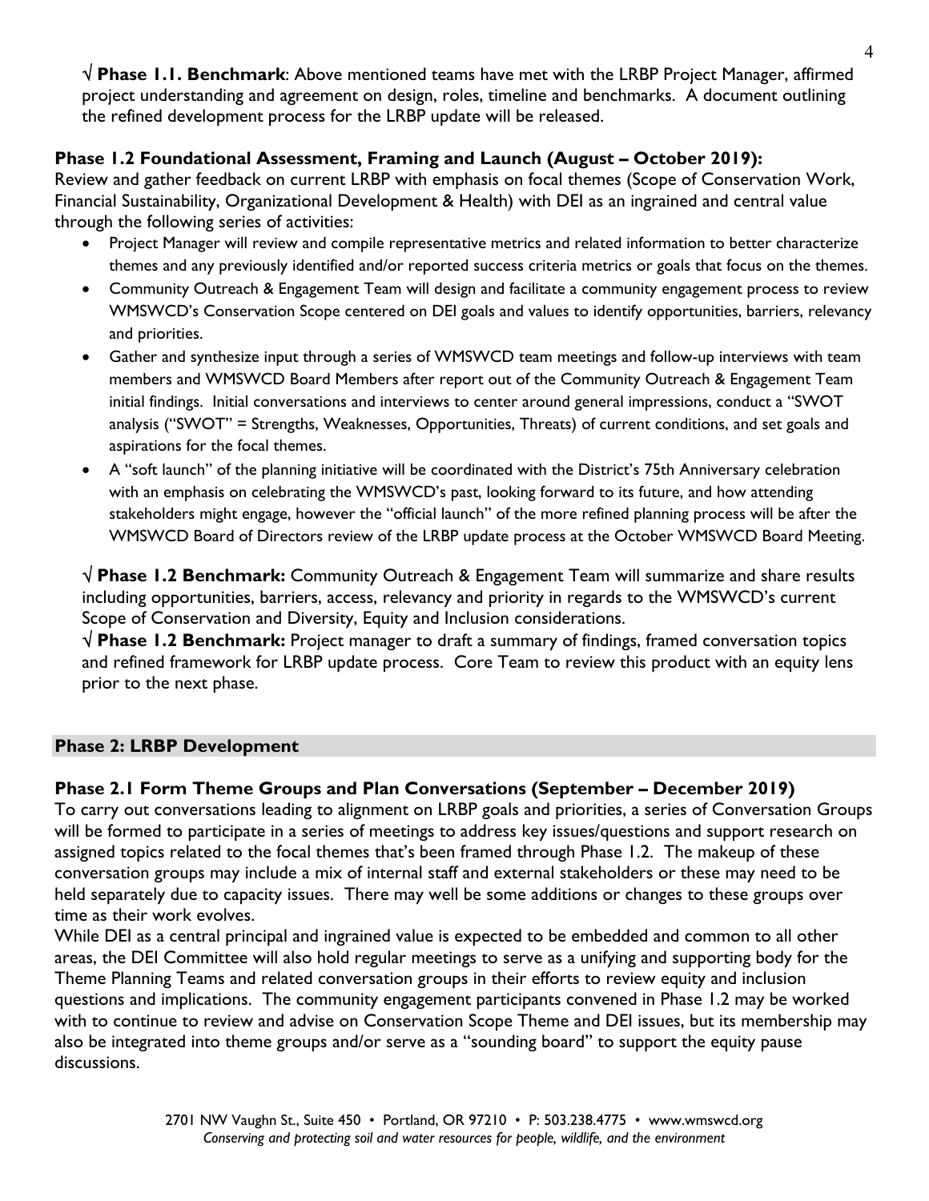√ **Phase 1.1. Benchmark**: Above mentioned teams have met with the LRBP Project Manager, affirmed project understanding and agreement on design, roles, timeline and benchmarks. A document outlining the refined development process for the LRBP update will be released.

**Phase 1.2 Foundational Assessment, Framing and Launch (August – October 2019):**
Review and gather feedback on current LRBP with emphasis on focal themes (Scope of Conservation Work, Financial Sustainability, Organizational Development & Health) with DEI as an ingrained and central value through the following series of activities:

- Project Manager will review and compile representative metrics and related information to better characterize themes and any previously identified and/or reported success criteria metrics or goals that focus on the themes.
- Community Outreach & Engagement Team will design and facilitate a community engagement process to review WMSWCD's Conservation Scope centered on DEI goals and values to identify opportunities, barriers, relevancy and priorities.
- Gather and synthesize input through a series of WMSWCD team meetings and follow-up interviews with team members and WMSWCD Board Members after report out of the Community Outreach & Engagement Team initial findings. Initial conversations and interviews to center around general impressions, conduct a "SWOT analysis ("SWOT" = Strengths, Weaknesses, Opportunities, Threats) of current conditions, and set goals and aspirations for the focal themes.
- A "soft launch" of the planning initiative will be coordinated with the District's 75th Anniversary celebration with an emphasis on celebrating the WMSWCD's past, looking forward to its future, and how attending stakeholders might engage, however the "official launch" of the more refined planning process will be after the WMSWCD Board of Directors review of the LRBP update process at the October WMSWCD Board Meeting.

√ **Phase 1.2 Benchmark:** Community Outreach & Engagement Team will summarize and share results including opportunities, barriers, access, relevancy and priority in regards to the WMSWCD's current Scope of Conservation and Diversity, Equity and Inclusion considerations.
√ **Phase 1.2 Benchmark:** Project manager to draft a summary of findings, framed conversation topics and refined framework for LRBP update process. Core Team to review this product with an equity lens prior to the next phase.

## Phase 2: LRBP Development

**Phase 2.1 Form Theme Groups and Plan Conversations (September – December 2019)**
To carry out conversations leading to alignment on LRBP goals and priorities, a series of Conversation Groups will be formed to participate in a series of meetings to address key issues/questions and support research on assigned topics related to the focal themes that's been framed through Phase 1.2. The makeup of these conversation groups may include a mix of internal staff and external stakeholders or these may need to be held separately due to capacity issues. There may well be some additions or changes to these groups over time as their work evolves.
While DEI as a central principal and ingrained value is expected to be embedded and common to all other areas, the DEI Committee will also hold regular meetings to serve as a unifying and supporting body for the Theme Planning Teams and related conversation groups in their efforts to review equity and inclusion questions and implications. The community engagement participants convened in Phase 1.2 may be worked with to continue to review and advise on Conservation Scope Theme and DEI issues, but its membership may also be integrated into theme groups and/or serve as a "sounding board" to support the equity pause discussions.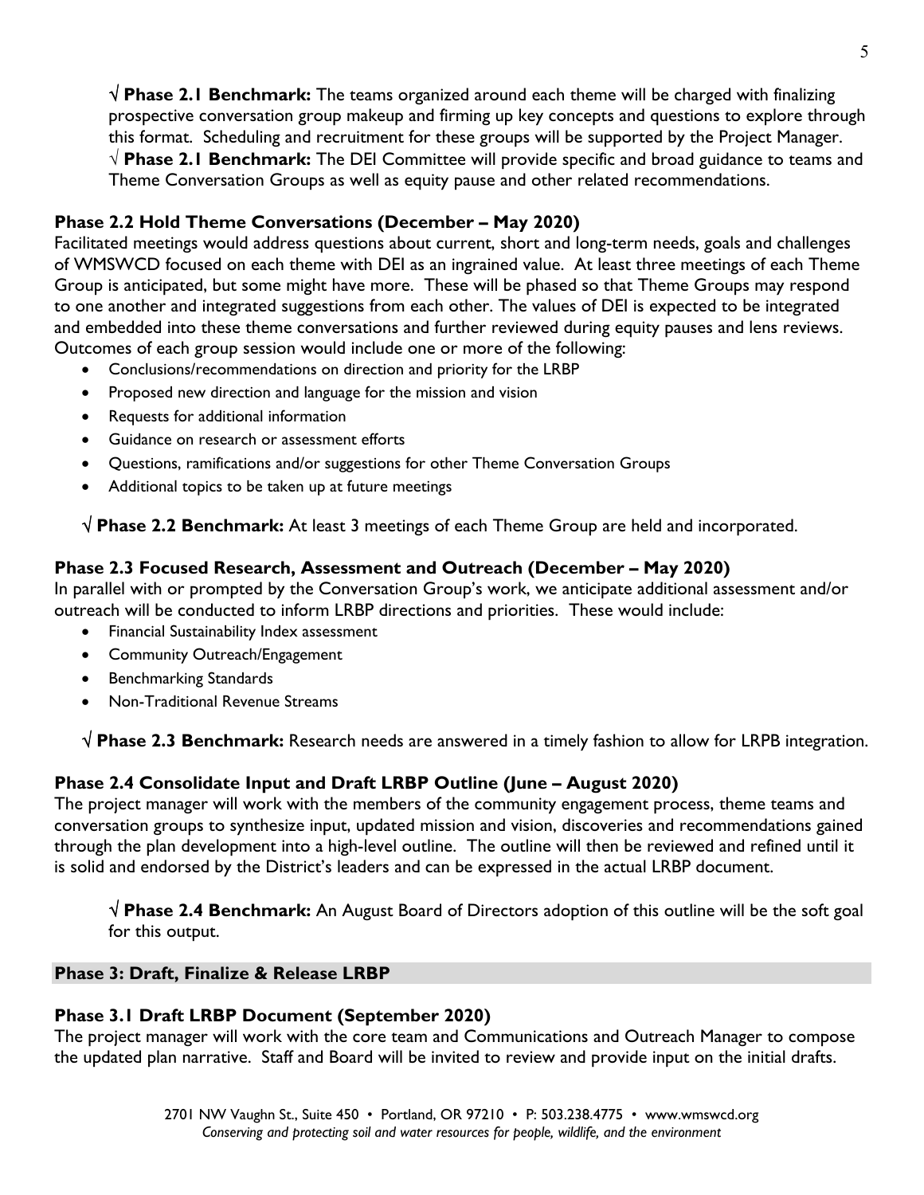√ **Phase 2.1 Benchmark:** The teams organized around each theme will be charged with finalizing prospective conversation group makeup and firming up key concepts and questions to explore through this format. Scheduling and recruitment for these groups will be supported by the Project Manager.
√ **Phase 2.1 Benchmark:** The DEI Committee will provide specific and broad guidance to teams and Theme Conversation Groups as well as equity pause and other related recommendations.

**Phase 2.2 Hold Theme Conversations (December – May 2020)**

Facilitated meetings would address questions about current, short and long-term needs, goals and challenges of WMSWCD focused on each theme with DEI as an ingrained value. At least three meetings of each Theme Group is anticipated, but some might have more. These will be phased so that Theme Groups may respond to one another and integrated suggestions from each other. The values of DEI is expected to be integrated and embedded into these theme conversations and further reviewed during equity pauses and lens reviews. Outcomes of each group session would include one or more of the following:

- Conclusions/recommendations on direction and priority for the LRBP
- Proposed new direction and language for the mission and vision
- Requests for additional information
- Guidance on research or assessment efforts
- Questions, ramifications and/or suggestions for other Theme Conversation Groups
- Additional topics to be taken up at future meetings

√ **Phase 2.2 Benchmark:** At least 3 meetings of each Theme Group are held and incorporated.

**Phase 2.3 Focused Research, Assessment and Outreach (December – May 2020)**

In parallel with or prompted by the Conversation Group's work, we anticipate additional assessment and/or outreach will be conducted to inform LRBP directions and priorities. These would include:

- Financial Sustainability Index assessment
- Community Outreach/Engagement
- Benchmarking Standards
- Non-Traditional Revenue Streams

√ **Phase 2.3 Benchmark:** Research needs are answered in a timely fashion to allow for LRPB integration.

**Phase 2.4 Consolidate Input and Draft LRBP Outline (June – August 2020)**

The project manager will work with the members of the community engagement process, theme teams and conversation groups to synthesize input, updated mission and vision, discoveries and recommendations gained through the plan development into a high-level outline. The outline will then be reviewed and refined until it is solid and endorsed by the District's leaders and can be expressed in the actual LRBP document.

√ **Phase 2.4 Benchmark:** An August Board of Directors adoption of this outline will be the soft goal for this output.

**Phase 3: Draft, Finalize & Release LRBP**

**Phase 3.1 Draft LRBP Document (September 2020)**

The project manager will work with the core team and Communications and Outreach Manager to compose the updated plan narrative. Staff and Board will be invited to review and provide input on the initial drafts.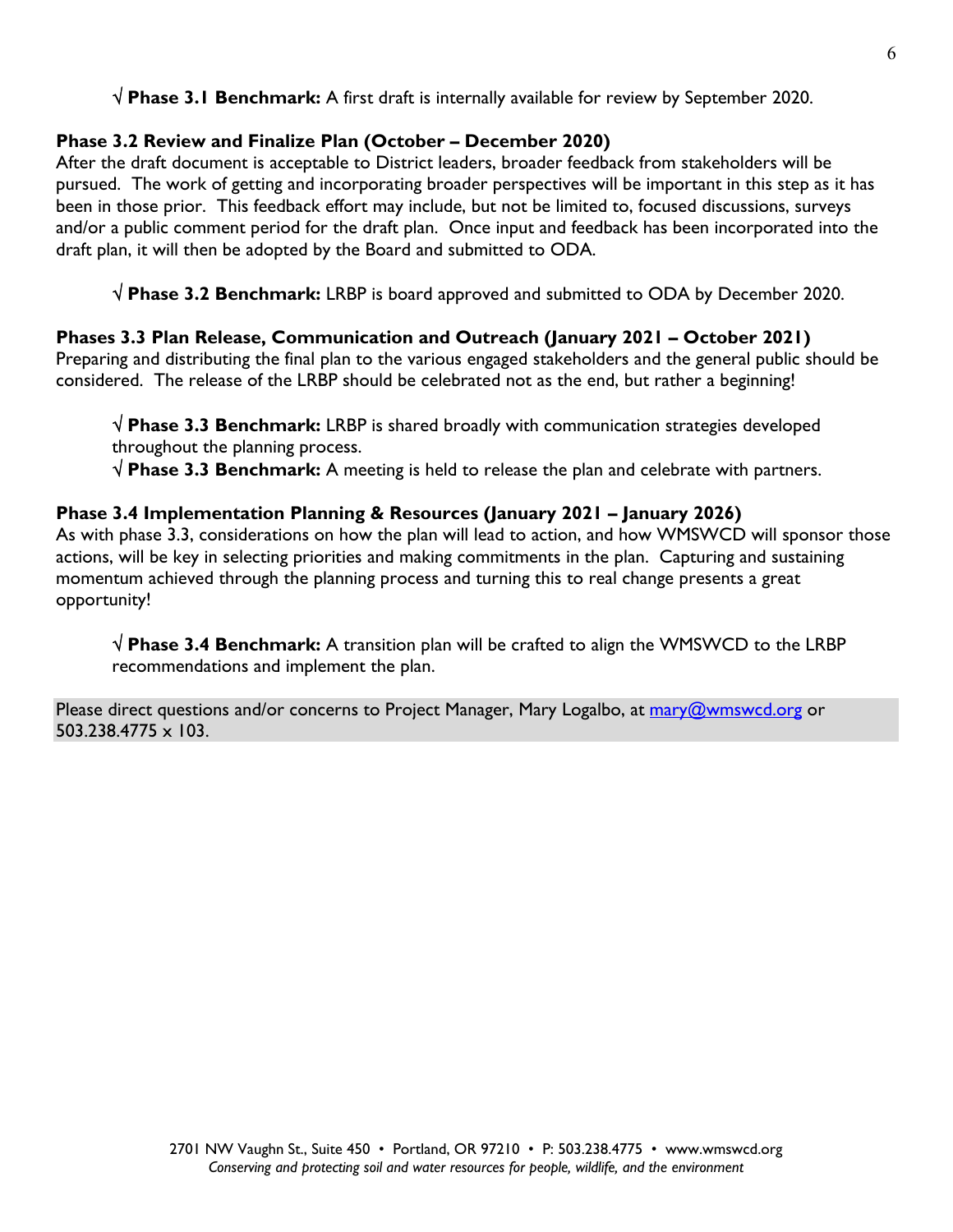√ **Phase 3.1 Benchmark:** A first draft is internally available for review by September 2020.

**Phase 3.2 Review and Finalize Plan (October – December 2020)**
After the draft document is acceptable to District leaders, broader feedback from stakeholders will be pursued. The work of getting and incorporating broader perspectives will be important in this step as it has been in those prior. This feedback effort may include, but not be limited to, focused discussions, surveys and/or a public comment period for the draft plan. Once input and feedback has been incorporated into the draft plan, it will then be adopted by the Board and submitted to ODA.

√ **Phase 3.2 Benchmark:** LRBP is board approved and submitted to ODA by December 2020.

**Phases 3.3 Plan Release, Communication and Outreach (January 2021 – October 2021)**
Preparing and distributing the final plan to the various engaged stakeholders and the general public should be considered. The release of the LRBP should be celebrated not as the end, but rather a beginning!

√ **Phase 3.3 Benchmark:** LRBP is shared broadly with communication strategies developed throughout the planning process.
√ **Phase 3.3 Benchmark:** A meeting is held to release the plan and celebrate with partners.

**Phase 3.4 Implementation Planning & Resources (January 2021 – January 2026)**
As with phase 3.3, considerations on how the plan will lead to action, and how WMSWCD will sponsor those actions, will be key in selecting priorities and making commitments in the plan. Capturing and sustaining momentum achieved through the planning process and turning this to real change presents a great opportunity!

√ **Phase 3.4 Benchmark:** A transition plan will be crafted to align the WMSWCD to the LRBP recommendations and implement the plan.

Please direct questions and/or concerns to Project Manager, Mary Logalbo, at mary@wmswcd.org or 503.238.4775 x 103.

2701 NW Vaughn St., Suite 450 • Portland, OR 97210 • P: 503.238.4775 • www.wmswcd.org
*Conserving and protecting soil and water resources for people, wildlife, and the environment*